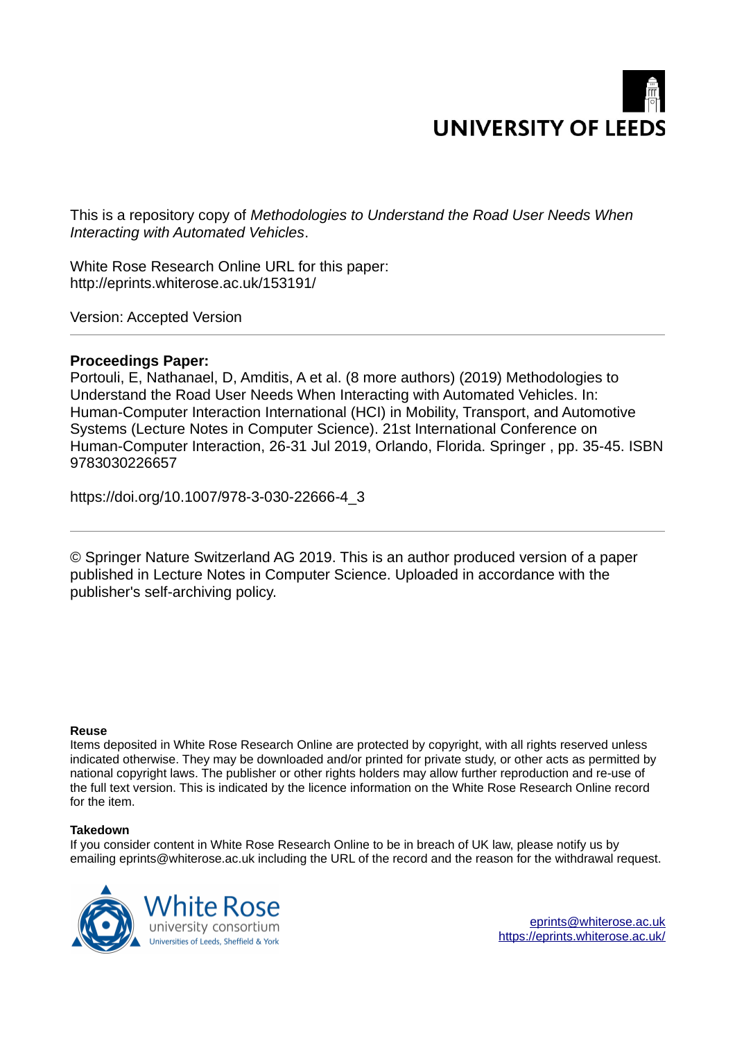UNIVERSITY OF LEEDS

This is a repository copy of *Methodologies to Understand the Road User Needs When Interacting with Automated Vehicles*.

White Rose Research Online URL for this paper:
http://eprints.whiterose.ac.uk/153191/

Version: Accepted Version

---

**Proceedings Paper:**

Portouli, E, Nathanael, D, Amditis, A et al. (8 more authors) (2019) Methodologies to Understand the Road User Needs When Interacting with Automated Vehicles. In: Human-Computer Interaction International (HCI) in Mobility, Transport, and Automotive Systems (Lecture Notes in Computer Science). 21st International Conference on Human-Computer Interaction, 26-31 Jul 2019, Orlando, Florida. Springer , pp. 35-45. ISBN 9783030226657

https://doi.org/10.1007/978-3-030-22666-4_3

---

© Springer Nature Switzerland AG 2019. This is an author produced version of a paper published in Lecture Notes in Computer Science. Uploaded in accordance with the publisher's self-archiving policy.

**Reuse**

Items deposited in White Rose Research Online are protected by copyright, with all rights reserved unless indicated otherwise. They may be downloaded and/or printed for private study, or other acts as permitted by national copyright laws. The publisher or other rights holders may allow further reproduction and re-use of the full text version. This is indicated by the licence information on the White Rose Research Online record for the item.

**Takedown**

If you consider content in White Rose Research Online to be in breach of UK law, please notify us by emailing eprints@whiterose.ac.uk including the URL of the record and the reason for the withdrawal request.

White Rose university consortium
Universities of Leeds, Sheffield & York

eprints@whiterose.ac.uk
https://eprints.whiterose.ac.uk/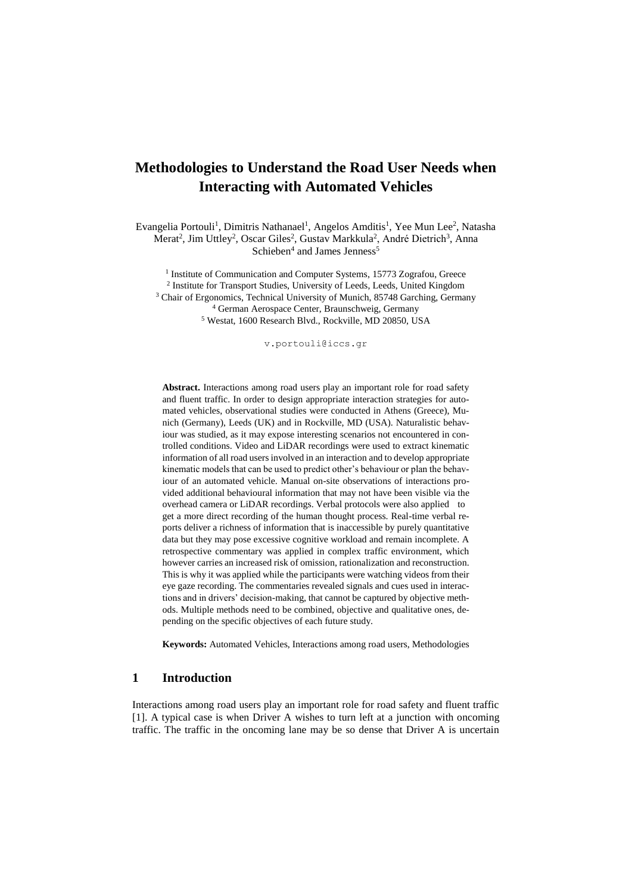# Methodologies to Understand the Road User Needs when Interacting with Automated Vehicles

Evangelia Portouli[1], Dimitris Nathanael[1], Angelos Amditis[1], Yee Mun Lee[2], Natasha Merat[2], Jim Uttley[2], Oscar Giles[2], Gustav Markkula[2], André Dietrich[3], Anna Schieben[4] and James Jenness[5]

[1] Institute of Communication and Computer Systems, 15773 Zografou, Greece
[2] Institute for Transport Studies, University of Leeds, Leeds, United Kingdom
[3] Chair of Ergonomics, Technical University of Munich, 85748 Garching, Germany
[4] German Aerospace Center, Braunschweig, Germany
[5] Westat, 1600 Research Blvd., Rockville, MD 20850, USA

v.portouli@iccs.gr

**Abstract.** Interactions among road users play an important role for road safety and fluent traffic. In order to design appropriate interaction strategies for automated vehicles, observational studies were conducted in Athens (Greece), Munich (Germany), Leeds (UK) and in Rockville, MD (USA). Naturalistic behaviour was studied, as it may expose interesting scenarios not encountered in controlled conditions. Video and LiDAR recordings were used to extract kinematic information of all road users involved in an interaction and to develop appropriate kinematic models that can be used to predict other's behaviour or plan the behaviour of an automated vehicle. Manual on-site observations of interactions provided additional behavioural information that may not have been visible via the overhead camera or LiDAR recordings. Verbal protocols were also applied to get a more direct recording of the human thought process. Real-time verbal reports deliver a richness of information that is inaccessible by purely quantitative data but they may pose excessive cognitive workload and remain incomplete. A retrospective commentary was applied in complex traffic environment, which however carries an increased risk of omission, rationalization and reconstruction. This is why it was applied while the participants were watching videos from their eye gaze recording. The commentaries revealed signals and cues used in interactions and in drivers' decision-making, that cannot be captured by objective methods. Multiple methods need to be combined, objective and qualitative ones, depending on the specific objectives of each future study.

**Keywords:** Automated Vehicles, Interactions among road users, Methodologies

## 1 Introduction

Interactions among road users play an important role for road safety and fluent traffic [1]. A typical case is when Driver A wishes to turn left at a junction with oncoming traffic. The traffic in the oncoming lane may be so dense that Driver A is uncertain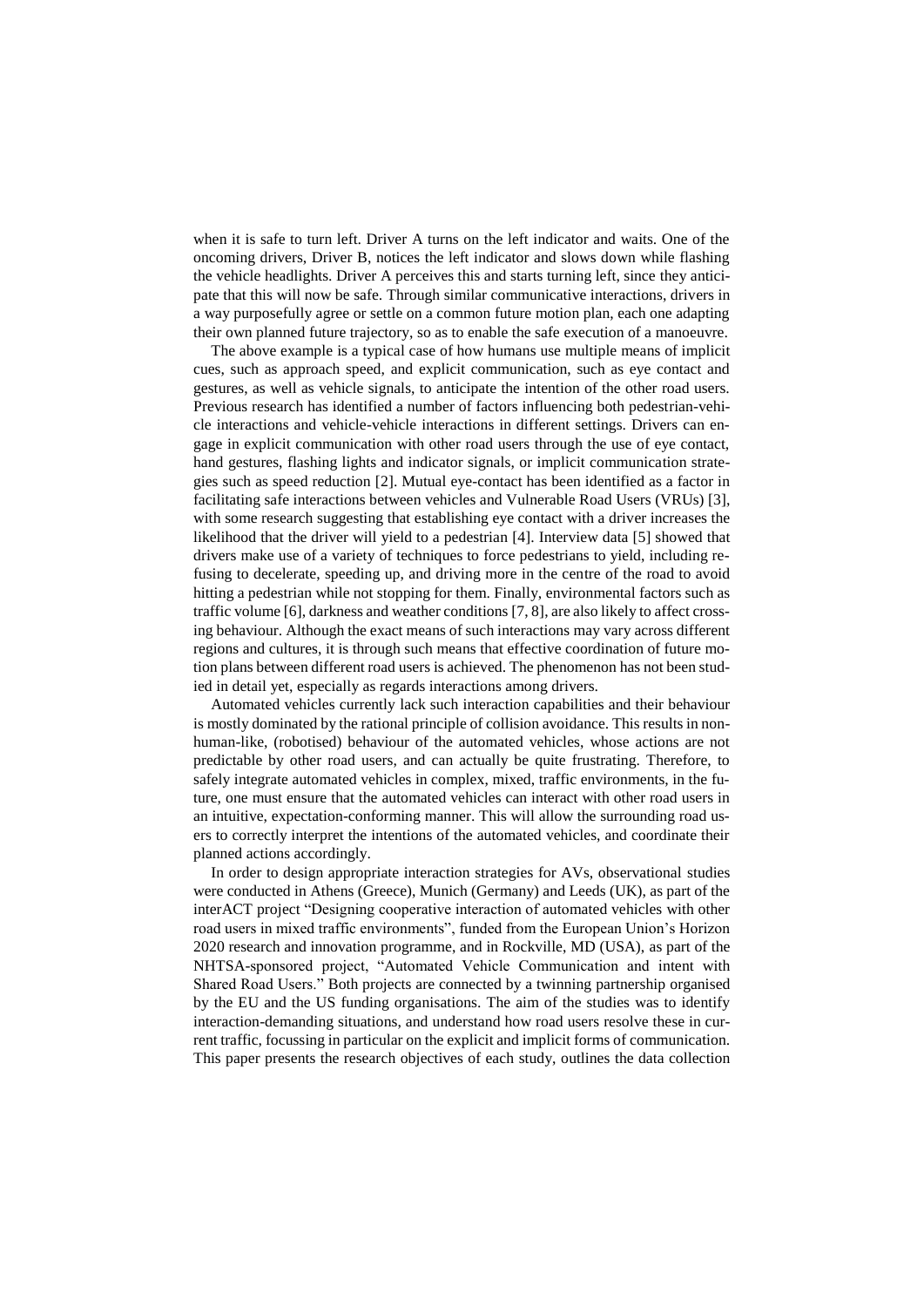when it is safe to turn left. Driver A turns on the left indicator and waits. One of the oncoming drivers, Driver B, notices the left indicator and slows down while flashing the vehicle headlights. Driver A perceives this and starts turning left, since they anticipate that this will now be safe. Through similar communicative interactions, drivers in a way purposefully agree or settle on a common future motion plan, each one adapting their own planned future trajectory, so as to enable the safe execution of a manoeuvre.

The above example is a typical case of how humans use multiple means of implicit cues, such as approach speed, and explicit communication, such as eye contact and gestures, as well as vehicle signals, to anticipate the intention of the other road users. Previous research has identified a number of factors influencing both pedestrian-vehicle interactions and vehicle-vehicle interactions in different settings. Drivers can engage in explicit communication with other road users through the use of eye contact, hand gestures, flashing lights and indicator signals, or implicit communication strategies such as speed reduction [2]. Mutual eye-contact has been identified as a factor in facilitating safe interactions between vehicles and Vulnerable Road Users (VRUs) [3], with some research suggesting that establishing eye contact with a driver increases the likelihood that the driver will yield to a pedestrian [4]. Interview data [5] showed that drivers make use of a variety of techniques to force pedestrians to yield, including refusing to decelerate, speeding up, and driving more in the centre of the road to avoid hitting a pedestrian while not stopping for them. Finally, environmental factors such as traffic volume [6], darkness and weather conditions [7, 8], are also likely to affect crossing behaviour. Although the exact means of such interactions may vary across different regions and cultures, it is through such means that effective coordination of future motion plans between different road users is achieved. The phenomenon has not been studied in detail yet, especially as regards interactions among drivers.

Automated vehicles currently lack such interaction capabilities and their behaviour is mostly dominated by the rational principle of collision avoidance. This results in non-human-like, (robotised) behaviour of the automated vehicles, whose actions are not predictable by other road users, and can actually be quite frustrating. Therefore, to safely integrate automated vehicles in complex, mixed, traffic environments, in the future, one must ensure that the automated vehicles can interact with other road users in an intuitive, expectation-conforming manner. This will allow the surrounding road users to correctly interpret the intentions of the automated vehicles, and coordinate their planned actions accordingly.

In order to design appropriate interaction strategies for AVs, observational studies were conducted in Athens (Greece), Munich (Germany) and Leeds (UK), as part of the interACT project "Designing cooperative interaction of automated vehicles with other road users in mixed traffic environments", funded from the European Union's Horizon 2020 research and innovation programme, and in Rockville, MD (USA), as part of the NHTSA-sponsored project, "Automated Vehicle Communication and intent with Shared Road Users." Both projects are connected by a twinning partnership organised by the EU and the US funding organisations. The aim of the studies was to identify interaction-demanding situations, and understand how road users resolve these in current traffic, focussing in particular on the explicit and implicit forms of communication. This paper presents the research objectives of each study, outlines the data collection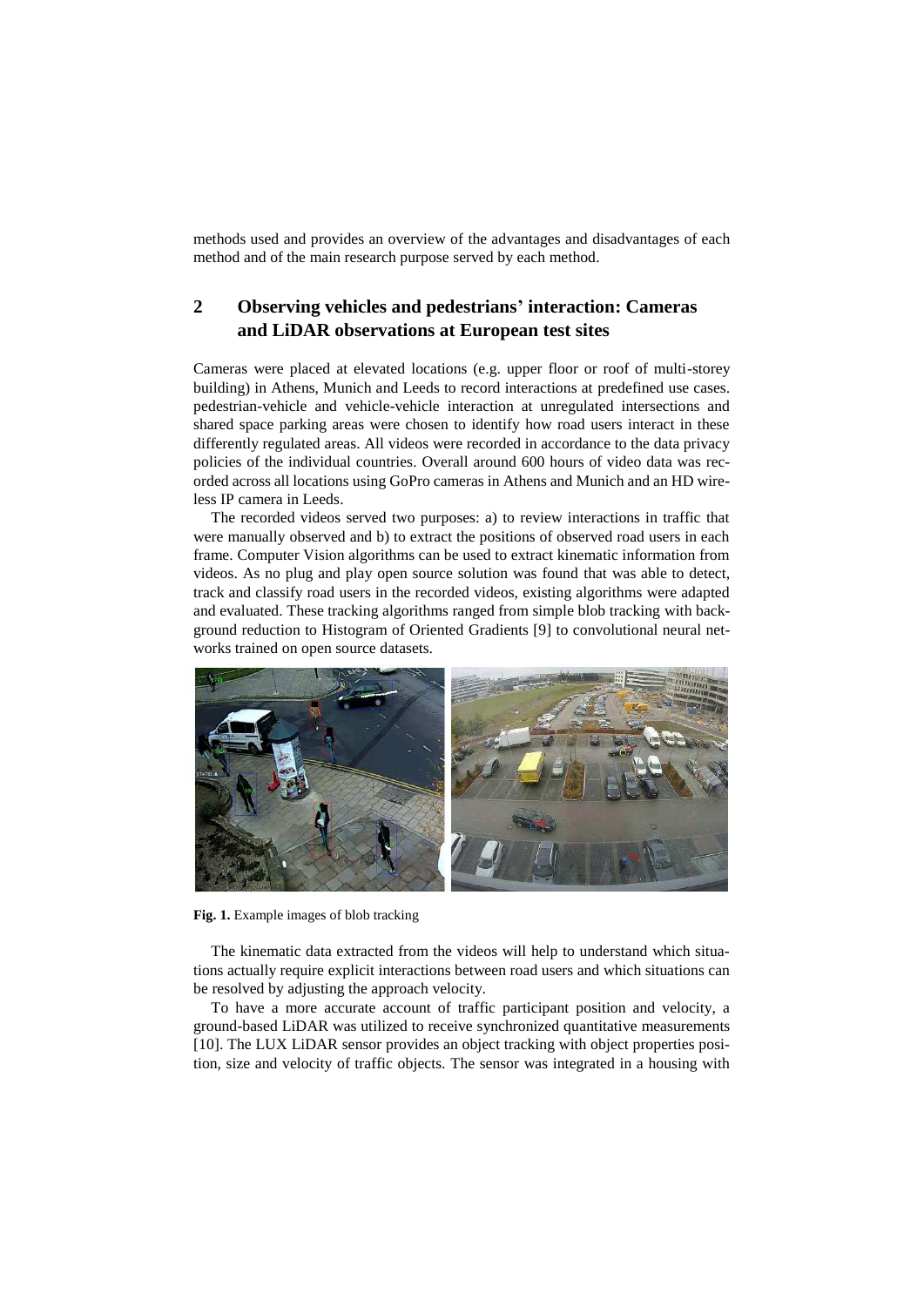methods used and provides an overview of the advantages and disadvantages of each method and of the main research purpose served by each method.

## 2 Observing vehicles and pedestrians' interaction: Cameras and LiDAR observations at European test sites

Cameras were placed at elevated locations (e.g. upper floor or roof of multi-storey building) in Athens, Munich and Leeds to record interactions at predefined use cases. pedestrian-vehicle and vehicle-vehicle interaction at unregulated intersections and shared space parking areas were chosen to identify how road users interact in these differently regulated areas. All videos were recorded in accordance to the data privacy policies of the individual countries. Overall around 600 hours of video data was recorded across all locations using GoPro cameras in Athens and Munich and an HD wireless IP camera in Leeds.

The recorded videos served two purposes: a) to review interactions in traffic that were manually observed and b) to extract the positions of observed road users in each frame. Computer Vision algorithms can be used to extract kinematic information from videos. As no plug and play open source solution was found that was able to detect, track and classify road users in the recorded videos, existing algorithms were adapted and evaluated. These tracking algorithms ranged from simple blob tracking with background reduction to Histogram of Oriented Gradients [9] to convolutional neural networks trained on open source datasets.

**Fig. 1.** Example images of blob tracking

The kinematic data extracted from the videos will help to understand which situations actually require explicit interactions between road users and which situations can be resolved by adjusting the approach velocity.

To have a more accurate account of traffic participant position and velocity, a ground-based LiDAR was utilized to receive synchronized quantitative measurements [10]. The LUX LiDAR sensor provides an object tracking with object properties position, size and velocity of traffic objects. The sensor was integrated in a housing with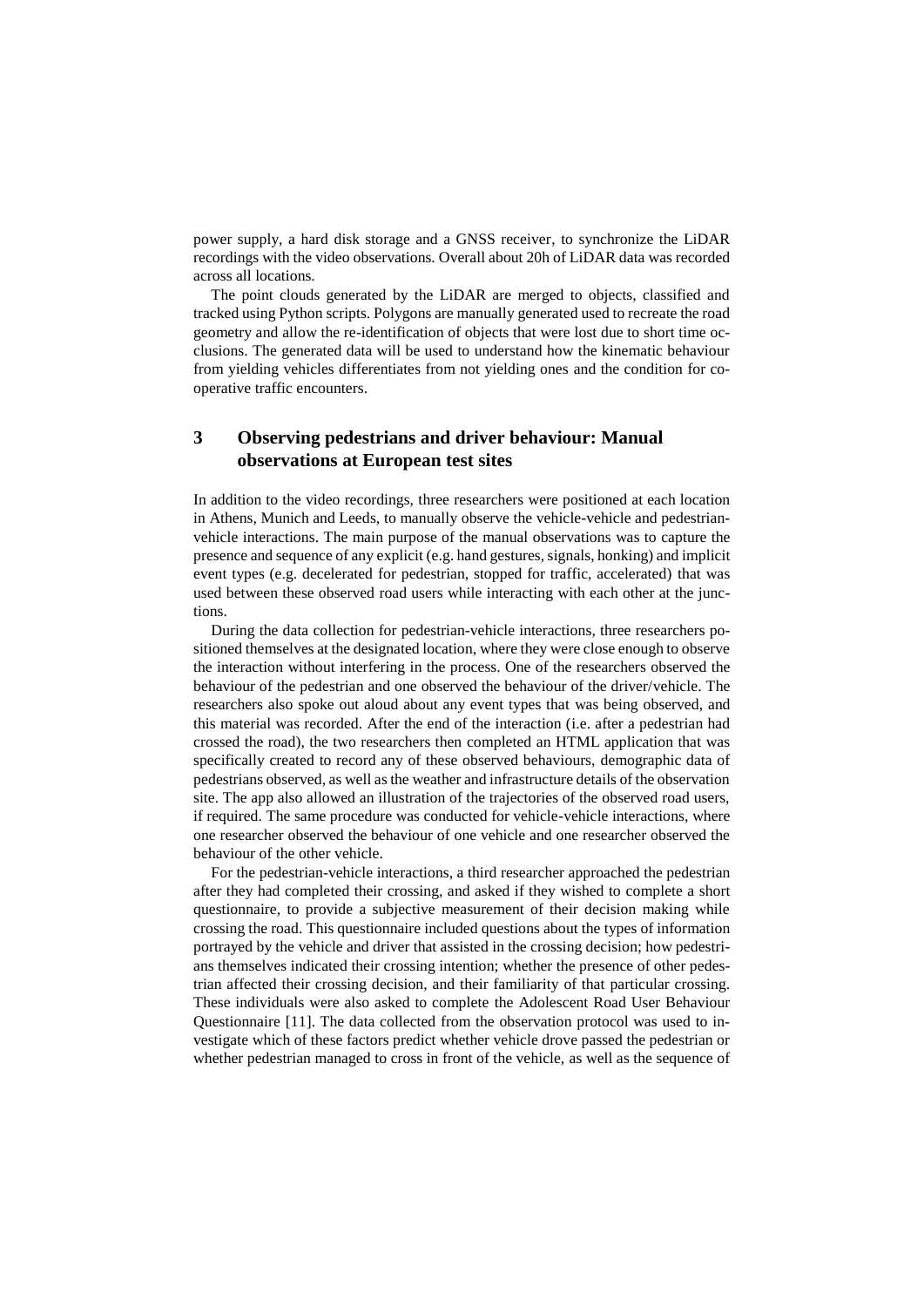power supply, a hard disk storage and a GNSS receiver, to synchronize the LiDAR recordings with the video observations. Overall about 20h of LiDAR data was recorded across all locations.

The point clouds generated by the LiDAR are merged to objects, classified and tracked using Python scripts. Polygons are manually generated used to recreate the road geometry and allow the re-identification of objects that were lost due to short time occlusions. The generated data will be used to understand how the kinematic behaviour from yielding vehicles differentiates from not yielding ones and the condition for cooperative traffic encounters.

## 3 Observing pedestrians and driver behaviour: Manual observations at European test sites

In addition to the video recordings, three researchers were positioned at each location in Athens, Munich and Leeds, to manually observe the vehicle-vehicle and pedestrian-vehicle interactions. The main purpose of the manual observations was to capture the presence and sequence of any explicit (e.g. hand gestures, signals, honking) and implicit event types (e.g. decelerated for pedestrian, stopped for traffic, accelerated) that was used between these observed road users while interacting with each other at the junctions.

During the data collection for pedestrian-vehicle interactions, three researchers positioned themselves at the designated location, where they were close enough to observe the interaction without interfering in the process. One of the researchers observed the behaviour of the pedestrian and one observed the behaviour of the driver/vehicle. The researchers also spoke out aloud about any event types that was being observed, and this material was recorded. After the end of the interaction (i.e. after a pedestrian had crossed the road), the two researchers then completed an HTML application that was specifically created to record any of these observed behaviours, demographic data of pedestrians observed, as well as the weather and infrastructure details of the observation site. The app also allowed an illustration of the trajectories of the observed road users, if required. The same procedure was conducted for vehicle-vehicle interactions, where one researcher observed the behaviour of one vehicle and one researcher observed the behaviour of the other vehicle.

For the pedestrian-vehicle interactions, a third researcher approached the pedestrian after they had completed their crossing, and asked if they wished to complete a short questionnaire, to provide a subjective measurement of their decision making while crossing the road. This questionnaire included questions about the types of information portrayed by the vehicle and driver that assisted in the crossing decision; how pedestrians themselves indicated their crossing intention; whether the presence of other pedestrian affected their crossing decision, and their familiarity of that particular crossing. These individuals were also asked to complete the Adolescent Road User Behaviour Questionnaire [11]. The data collected from the observation protocol was used to investigate which of these factors predict whether vehicle drove passed the pedestrian or whether pedestrian managed to cross in front of the vehicle, as well as the sequence of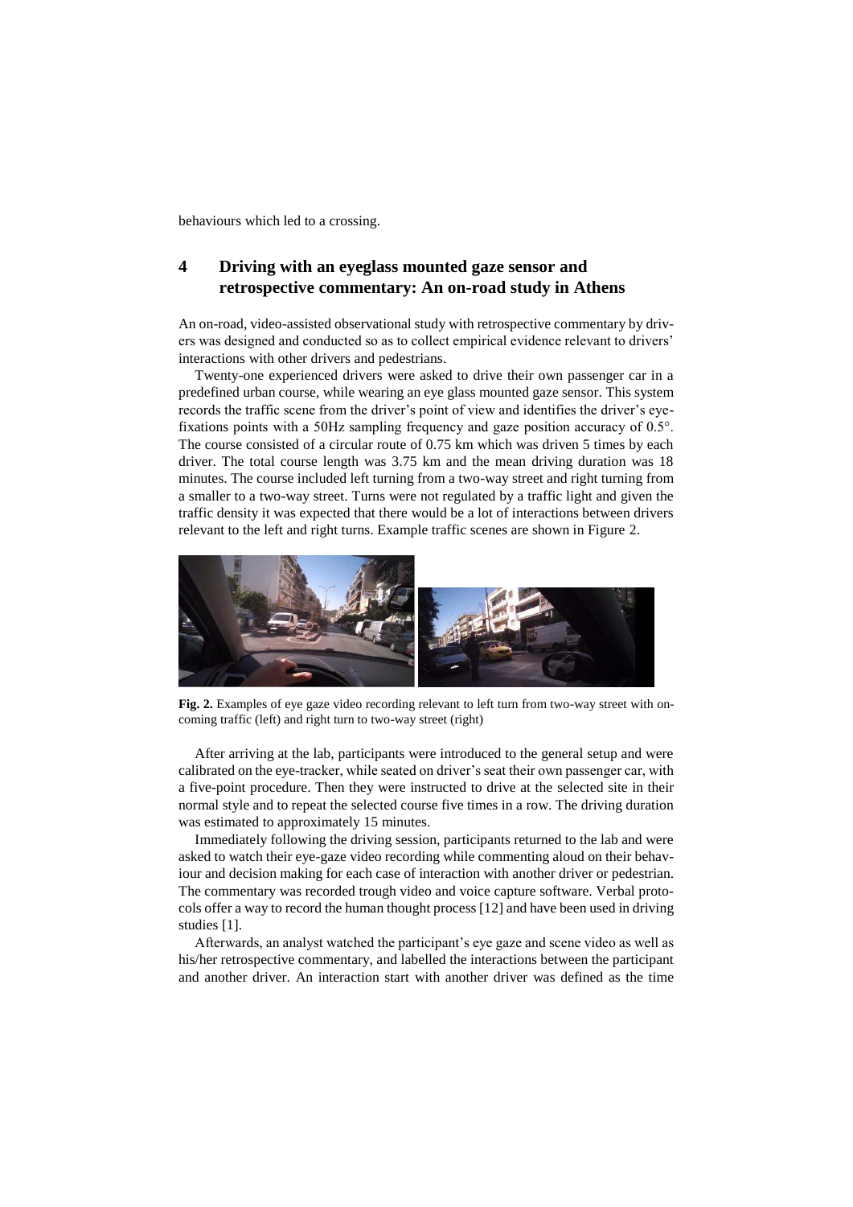behaviours which led to a crossing.

## 4 Driving with an eyeglass mounted gaze sensor and retrospective commentary: An on-road study in Athens

An on-road, video-assisted observational study with retrospective commentary by drivers was designed and conducted so as to collect empirical evidence relevant to drivers' interactions with other drivers and pedestrians.

Twenty-one experienced drivers were asked to drive their own passenger car in a predefined urban course, while wearing an eye glass mounted gaze sensor. This system records the traffic scene from the driver's point of view and identifies the driver's eye-fixations points with a 50Hz sampling frequency and gaze position accuracy of 0.5°. The course consisted of a circular route of 0.75 km which was driven 5 times by each driver. The total course length was 3.75 km and the mean driving duration was 18 minutes. The course included left turning from a two-way street and right turning from a smaller to a two-way street. Turns were not regulated by a traffic light and given the traffic density it was expected that there would be a lot of interactions between drivers relevant to the left and right turns. Example traffic scenes are shown in Figure 2.

**Fig. 2.** Examples of eye gaze video recording relevant to left turn from two-way street with oncoming traffic (left) and right turn to two-way street (right)

After arriving at the lab, participants were introduced to the general setup and were calibrated on the eye-tracker, while seated on driver's seat their own passenger car, with a five-point procedure. Then they were instructed to drive at the selected site in their normal style and to repeat the selected course five times in a row. The driving duration was estimated to approximately 15 minutes.

Immediately following the driving session, participants returned to the lab and were asked to watch their eye-gaze video recording while commenting aloud on their behaviour and decision making for each case of interaction with another driver or pedestrian. The commentary was recorded trough video and voice capture software. Verbal protocols offer a way to record the human thought process [12] and have been used in driving studies [1].

Afterwards, an analyst watched the participant's eye gaze and scene video as well as his/her retrospective commentary, and labelled the interactions between the participant and another driver. An interaction start with another driver was defined as the time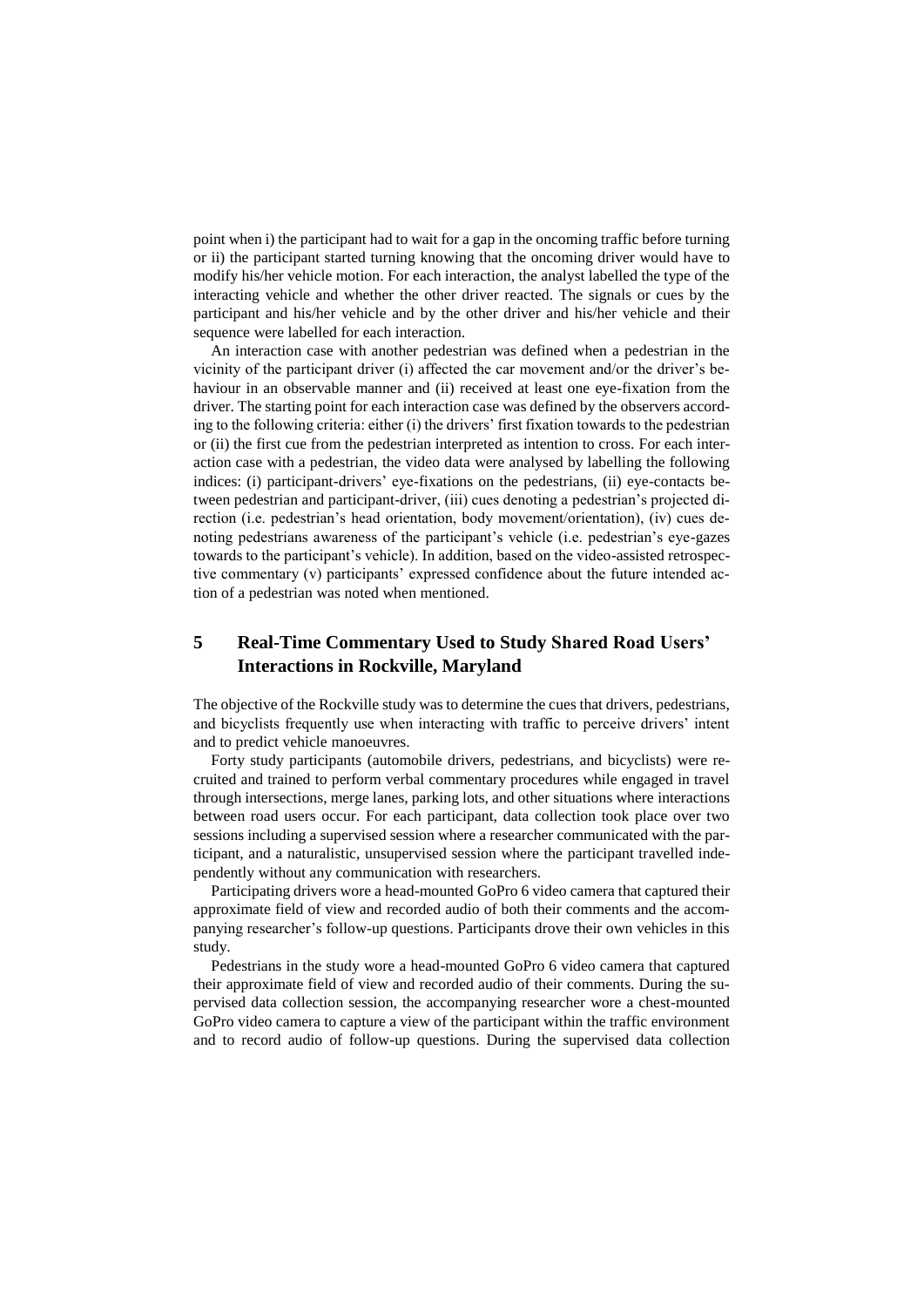point when i) the participant had to wait for a gap in the oncoming traffic before turning or ii) the participant started turning knowing that the oncoming driver would have to modify his/her vehicle motion. For each interaction, the analyst labelled the type of the interacting vehicle and whether the other driver reacted. The signals or cues by the participant and his/her vehicle and by the other driver and his/her vehicle and their sequence were labelled for each interaction.

An interaction case with another pedestrian was defined when a pedestrian in the vicinity of the participant driver (i) affected the car movement and/or the driver's behaviour in an observable manner and (ii) received at least one eye-fixation from the driver. The starting point for each interaction case was defined by the observers according to the following criteria: either (i) the drivers' first fixation towards to the pedestrian or (ii) the first cue from the pedestrian interpreted as intention to cross. For each interaction case with a pedestrian, the video data were analysed by labelling the following indices: (i) participant-drivers' eye-fixations on the pedestrians, (ii) eye-contacts between pedestrian and participant-driver, (iii) cues denoting a pedestrian's projected direction (i.e. pedestrian's head orientation, body movement/orientation), (iv) cues denoting pedestrians awareness of the participant's vehicle (i.e. pedestrian's eye-gazes towards to the participant's vehicle). In addition, based on the video-assisted retrospective commentary (v) participants' expressed confidence about the future intended action of a pedestrian was noted when mentioned.

## 5 Real-Time Commentary Used to Study Shared Road Users' Interactions in Rockville, Maryland

The objective of the Rockville study was to determine the cues that drivers, pedestrians, and bicyclists frequently use when interacting with traffic to perceive drivers' intent and to predict vehicle manoeuvres.

Forty study participants (automobile drivers, pedestrians, and bicyclists) were recruited and trained to perform verbal commentary procedures while engaged in travel through intersections, merge lanes, parking lots, and other situations where interactions between road users occur. For each participant, data collection took place over two sessions including a supervised session where a researcher communicated with the participant, and a naturalistic, unsupervised session where the participant travelled independently without any communication with researchers.

Participating drivers wore a head-mounted GoPro 6 video camera that captured their approximate field of view and recorded audio of both their comments and the accompanying researcher's follow-up questions. Participants drove their own vehicles in this study.

Pedestrians in the study wore a head-mounted GoPro 6 video camera that captured their approximate field of view and recorded audio of their comments. During the supervised data collection session, the accompanying researcher wore a chest-mounted GoPro video camera to capture a view of the participant within the traffic environment and to record audio of follow-up questions. During the supervised data collection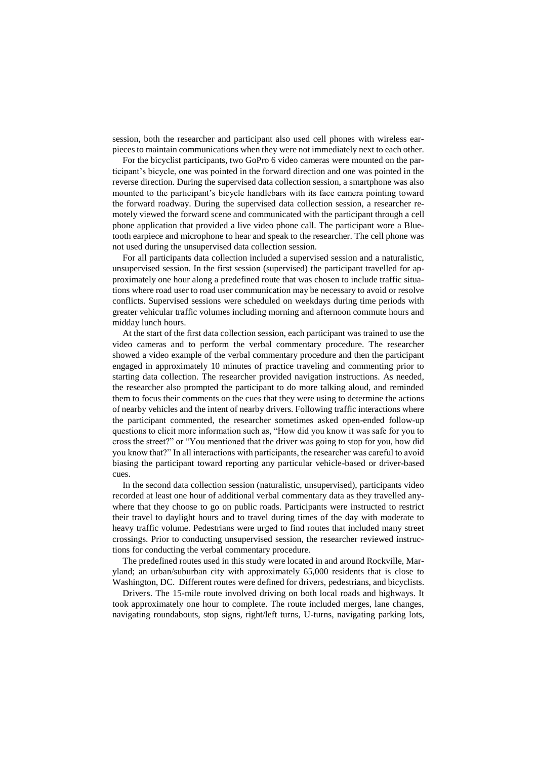session, both the researcher and participant also used cell phones with wireless earpieces to maintain communications when they were not immediately next to each other.

For the bicyclist participants, two GoPro 6 video cameras were mounted on the participant's bicycle, one was pointed in the forward direction and one was pointed in the reverse direction. During the supervised data collection session, a smartphone was also mounted to the participant's bicycle handlebars with its face camera pointing toward the forward roadway. During the supervised data collection session, a researcher remotely viewed the forward scene and communicated with the participant through a cell phone application that provided a live video phone call. The participant wore a Bluetooth earpiece and microphone to hear and speak to the researcher. The cell phone was not used during the unsupervised data collection session.

For all participants data collection included a supervised session and a naturalistic, unsupervised session. In the first session (supervised) the participant travelled for approximately one hour along a predefined route that was chosen to include traffic situations where road user to road user communication may be necessary to avoid or resolve conflicts. Supervised sessions were scheduled on weekdays during time periods with greater vehicular traffic volumes including morning and afternoon commute hours and midday lunch hours.

At the start of the first data collection session, each participant was trained to use the video cameras and to perform the verbal commentary procedure. The researcher showed a video example of the verbal commentary procedure and then the participant engaged in approximately 10 minutes of practice traveling and commenting prior to starting data collection. The researcher provided navigation instructions. As needed, the researcher also prompted the participant to do more talking aloud, and reminded them to focus their comments on the cues that they were using to determine the actions of nearby vehicles and the intent of nearby drivers. Following traffic interactions where the participant commented, the researcher sometimes asked open-ended follow-up questions to elicit more information such as, "How did you know it was safe for you to cross the street?" or "You mentioned that the driver was going to stop for you, how did you know that?" In all interactions with participants, the researcher was careful to avoid biasing the participant toward reporting any particular vehicle-based or driver-based cues.

In the second data collection session (naturalistic, unsupervised), participants video recorded at least one hour of additional verbal commentary data as they travelled anywhere that they choose to go on public roads. Participants were instructed to restrict their travel to daylight hours and to travel during times of the day with moderate to heavy traffic volume. Pedestrians were urged to find routes that included many street crossings. Prior to conducting unsupervised session, the researcher reviewed instructions for conducting the verbal commentary procedure.

The predefined routes used in this study were located in and around Rockville, Maryland; an urban/suburban city with approximately 65,000 residents that is close to Washington, DC. Different routes were defined for drivers, pedestrians, and bicyclists.

Drivers. The 15-mile route involved driving on both local roads and highways. It took approximately one hour to complete. The route included merges, lane changes, navigating roundabouts, stop signs, right/left turns, U-turns, navigating parking lots,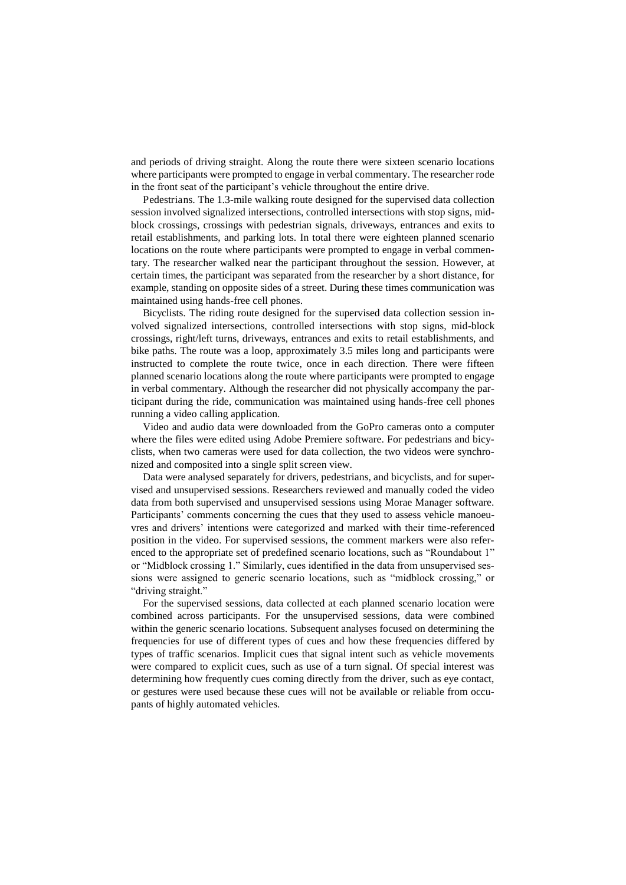and periods of driving straight. Along the route there were sixteen scenario locations where participants were prompted to engage in verbal commentary. The researcher rode in the front seat of the participant's vehicle throughout the entire drive.

Pedestrians. The 1.3-mile walking route designed for the supervised data collection session involved signalized intersections, controlled intersections with stop signs, mid-block crossings, crossings with pedestrian signals, driveways, entrances and exits to retail establishments, and parking lots. In total there were eighteen planned scenario locations on the route where participants were prompted to engage in verbal commentary. The researcher walked near the participant throughout the session. However, at certain times, the participant was separated from the researcher by a short distance, for example, standing on opposite sides of a street. During these times communication was maintained using hands-free cell phones.

Bicyclists. The riding route designed for the supervised data collection session involved signalized intersections, controlled intersections with stop signs, mid-block crossings, right/left turns, driveways, entrances and exits to retail establishments, and bike paths. The route was a loop, approximately 3.5 miles long and participants were instructed to complete the route twice, once in each direction. There were fifteen planned scenario locations along the route where participants were prompted to engage in verbal commentary. Although the researcher did not physically accompany the participant during the ride, communication was maintained using hands-free cell phones running a video calling application.

Video and audio data were downloaded from the GoPro cameras onto a computer where the files were edited using Adobe Premiere software. For pedestrians and bicyclists, when two cameras were used for data collection, the two videos were synchronized and composited into a single split screen view.

Data were analysed separately for drivers, pedestrians, and bicyclists, and for supervised and unsupervised sessions. Researchers reviewed and manually coded the video data from both supervised and unsupervised sessions using Morae Manager software. Participants' comments concerning the cues that they used to assess vehicle manoeuvres and drivers' intentions were categorized and marked with their time-referenced position in the video. For supervised sessions, the comment markers were also referenced to the appropriate set of predefined scenario locations, such as "Roundabout 1" or "Midblock crossing 1." Similarly, cues identified in the data from unsupervised sessions were assigned to generic scenario locations, such as "midblock crossing," or "driving straight."

For the supervised sessions, data collected at each planned scenario location were combined across participants. For the unsupervised sessions, data were combined within the generic scenario locations. Subsequent analyses focused on determining the frequencies for use of different types of cues and how these frequencies differed by types of traffic scenarios. Implicit cues that signal intent such as vehicle movements were compared to explicit cues, such as use of a turn signal. Of special interest was determining how frequently cues coming directly from the driver, such as eye contact, or gestures were used because these cues will not be available or reliable from occupants of highly automated vehicles.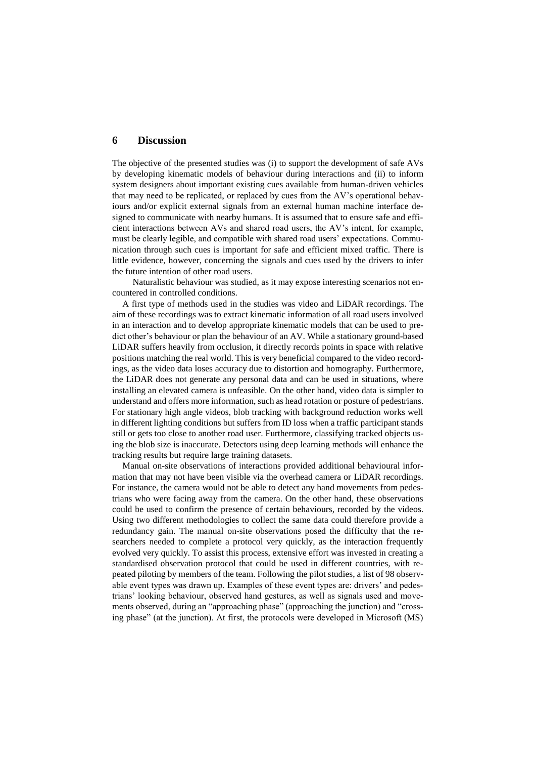## 6 Discussion

The objective of the presented studies was (i) to support the development of safe AVs by developing kinematic models of behaviour during interactions and (ii) to inform system designers about important existing cues available from human-driven vehicles that may need to be replicated, or replaced by cues from the AV's operational behaviours and/or explicit external signals from an external human machine interface designed to communicate with nearby humans. It is assumed that to ensure safe and efficient interactions between AVs and shared road users, the AV's intent, for example, must be clearly legible, and compatible with shared road users' expectations. Communication through such cues is important for safe and efficient mixed traffic. There is little evidence, however, concerning the signals and cues used by the drivers to infer the future intention of other road users.

Naturalistic behaviour was studied, as it may expose interesting scenarios not encountered in controlled conditions.

A first type of methods used in the studies was video and LiDAR recordings. The aim of these recordings was to extract kinematic information of all road users involved in an interaction and to develop appropriate kinematic models that can be used to predict other's behaviour or plan the behaviour of an AV. While a stationary ground-based LiDAR suffers heavily from occlusion, it directly records points in space with relative positions matching the real world. This is very beneficial compared to the video recordings, as the video data loses accuracy due to distortion and homography. Furthermore, the LiDAR does not generate any personal data and can be used in situations, where installing an elevated camera is unfeasible. On the other hand, video data is simpler to understand and offers more information, such as head rotation or posture of pedestrians. For stationary high angle videos, blob tracking with background reduction works well in different lighting conditions but suffers from ID loss when a traffic participant stands still or gets too close to another road user. Furthermore, classifying tracked objects using the blob size is inaccurate. Detectors using deep learning methods will enhance the tracking results but require large training datasets.

Manual on-site observations of interactions provided additional behavioural information that may not have been visible via the overhead camera or LiDAR recordings. For instance, the camera would not be able to detect any hand movements from pedestrians who were facing away from the camera. On the other hand, these observations could be used to confirm the presence of certain behaviours, recorded by the videos. Using two different methodologies to collect the same data could therefore provide a redundancy gain. The manual on-site observations posed the difficulty that the researchers needed to complete a protocol very quickly, as the interaction frequently evolved very quickly. To assist this process, extensive effort was invested in creating a standardised observation protocol that could be used in different countries, with repeated piloting by members of the team. Following the pilot studies, a list of 98 observable event types was drawn up. Examples of these event types are: drivers' and pedestrians' looking behaviour, observed hand gestures, as well as signals used and movements observed, during an "approaching phase" (approaching the junction) and "crossing phase" (at the junction). At first, the protocols were developed in Microsoft (MS)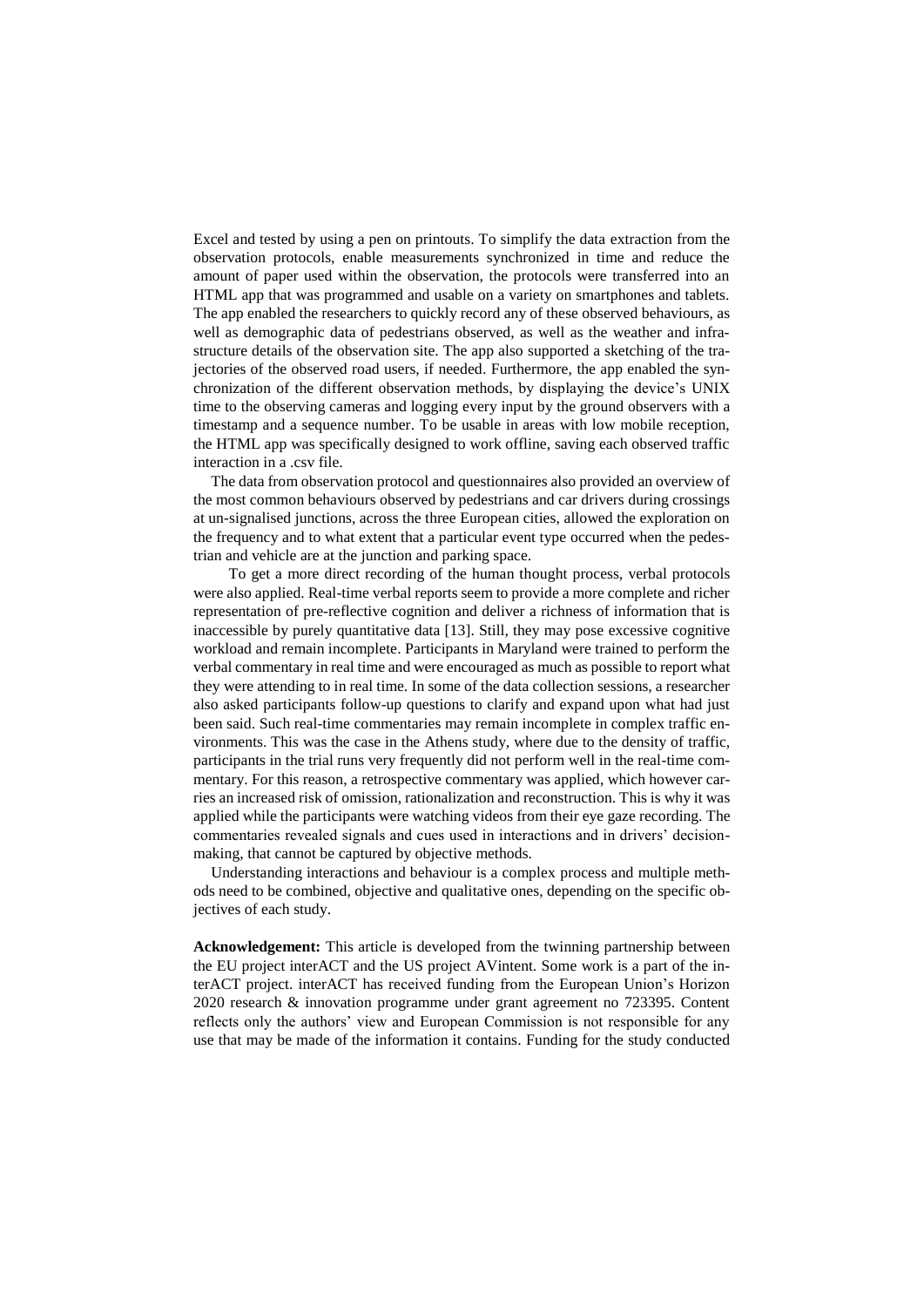Excel and tested by using a pen on printouts. To simplify the data extraction from the observation protocols, enable measurements synchronized in time and reduce the amount of paper used within the observation, the protocols were transferred into an HTML app that was programmed and usable on a variety on smartphones and tablets. The app enabled the researchers to quickly record any of these observed behaviours, as well as demographic data of pedestrians observed, as well as the weather and infrastructure details of the observation site. The app also supported a sketching of the trajectories of the observed road users, if needed. Furthermore, the app enabled the synchronization of the different observation methods, by displaying the device's UNIX time to the observing cameras and logging every input by the ground observers with a timestamp and a sequence number. To be usable in areas with low mobile reception, the HTML app was specifically designed to work offline, saving each observed traffic interaction in a .csv file.

The data from observation protocol and questionnaires also provided an overview of the most common behaviours observed by pedestrians and car drivers during crossings at un-signalised junctions, across the three European cities, allowed the exploration on the frequency and to what extent that a particular event type occurred when the pedestrian and vehicle are at the junction and parking space.

To get a more direct recording of the human thought process, verbal protocols were also applied. Real-time verbal reports seem to provide a more complete and richer representation of pre-reflective cognition and deliver a richness of information that is inaccessible by purely quantitative data [13]. Still, they may pose excessive cognitive workload and remain incomplete. Participants in Maryland were trained to perform the verbal commentary in real time and were encouraged as much as possible to report what they were attending to in real time. In some of the data collection sessions, a researcher also asked participants follow-up questions to clarify and expand upon what had just been said. Such real-time commentaries may remain incomplete in complex traffic environments. This was the case in the Athens study, where due to the density of traffic, participants in the trial runs very frequently did not perform well in the real-time commentary. For this reason, a retrospective commentary was applied, which however carries an increased risk of omission, rationalization and reconstruction. This is why it was applied while the participants were watching videos from their eye gaze recording. The commentaries revealed signals and cues used in interactions and in drivers' decision-making, that cannot be captured by objective methods.

Understanding interactions and behaviour is a complex process and multiple methods need to be combined, objective and qualitative ones, depending on the specific objectives of each study.

**Acknowledgement:** This article is developed from the twinning partnership between the EU project interACT and the US project AVintent. Some work is a part of the interACT project. interACT has received funding from the European Union's Horizon 2020 research & innovation programme under grant agreement no 723395. Content reflects only the authors' view and European Commission is not responsible for any use that may be made of the information it contains. Funding for the study conducted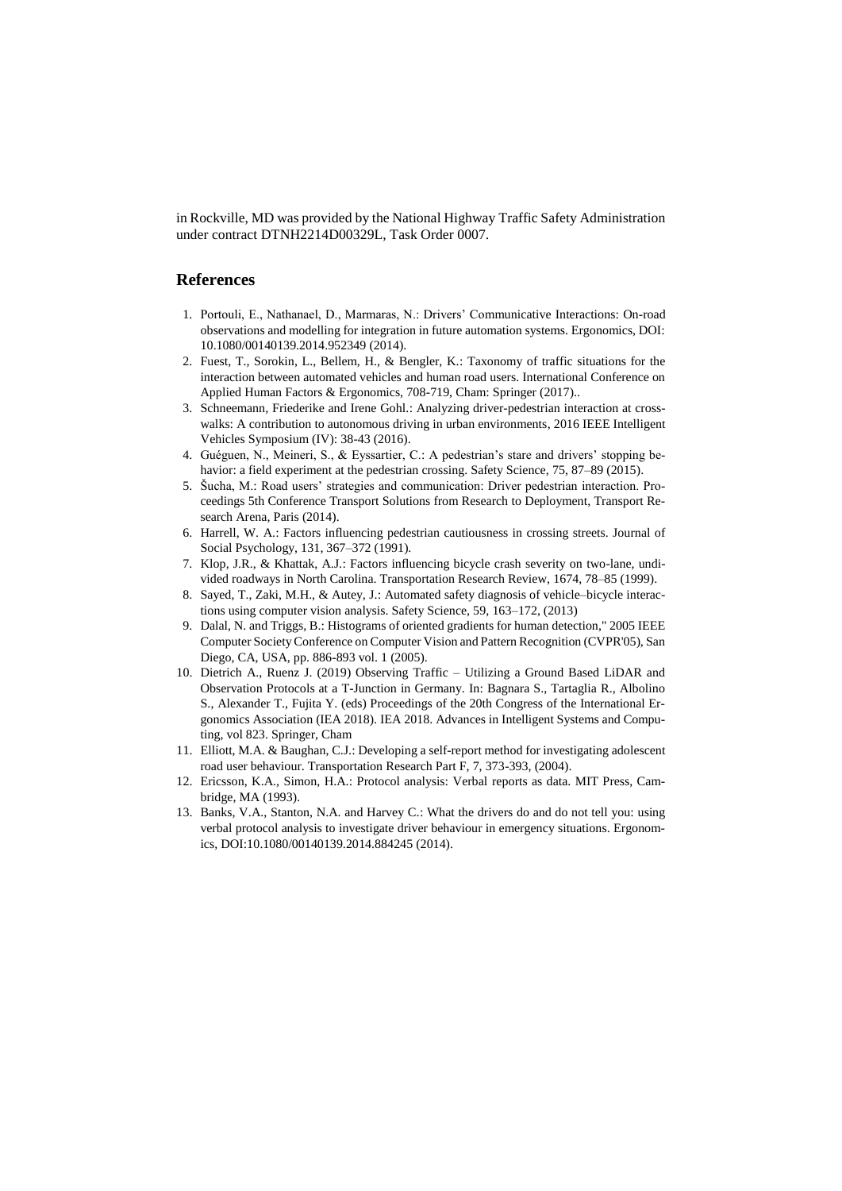in Rockville, MD was provided by the National Highway Traffic Safety Administration under contract DTNH2214D00329L, Task Order 0007.

## References

1. Portouli, E., Nathanael, D., Marmaras, N.: Drivers' Communicative Interactions: On-road observations and modelling for integration in future automation systems. Ergonomics, DOI: 10.1080/00140139.2014.952349 (2014).
2. Fuest, T., Sorokin, L., Bellem, H., & Bengler, K.: Taxonomy of traffic situations for the interaction between automated vehicles and human road users. International Conference on Applied Human Factors & Ergonomics, 708-719, Cham: Springer (2017)..
3. Schneemann, Friederike and Irene Gohl.: Analyzing driver-pedestrian interaction at crosswalks: A contribution to autonomous driving in urban environments, 2016 IEEE Intelligent Vehicles Symposium (IV): 38-43 (2016).
4. Guéguen, N., Meineri, S., & Eyssartier, C.: A pedestrian's stare and drivers' stopping behavior: a field experiment at the pedestrian crossing. Safety Science, 75, 87–89 (2015).
5. Šucha, M.: Road users' strategies and communication: Driver pedestrian interaction. Proceedings 5th Conference Transport Solutions from Research to Deployment, Transport Research Arena, Paris (2014).
6. Harrell, W. A.: Factors influencing pedestrian cautiousness in crossing streets. Journal of Social Psychology, 131, 367–372 (1991).
7. Klop, J.R., & Khattak, A.J.: Factors influencing bicycle crash severity on two-lane, undivided roadways in North Carolina. Transportation Research Review, 1674, 78–85 (1999).
8. Sayed, T., Zaki, M.H., & Autey, J.: Automated safety diagnosis of vehicle–bicycle interactions using computer vision analysis. Safety Science, 59, 163–172, (2013)
9. Dalal, N. and Triggs, B.: Histograms of oriented gradients for human detection," 2005 IEEE Computer Society Conference on Computer Vision and Pattern Recognition (CVPR'05), San Diego, CA, USA, pp. 886-893 vol. 1 (2005).
10. Dietrich A., Ruenz J. (2019) Observing Traffic – Utilizing a Ground Based LiDAR and Observation Protocols at a T-Junction in Germany. In: Bagnara S., Tartaglia R., Albolino S., Alexander T., Fujita Y. (eds) Proceedings of the 20th Congress of the International Ergonomics Association (IEA 2018). IEA 2018. Advances in Intelligent Systems and Computing, vol 823. Springer, Cham
11. Elliott, M.A. & Baughan, C.J.: Developing a self-report method for investigating adolescent road user behaviour. Transportation Research Part F, 7, 373-393, (2004).
12. Ericsson, K.A., Simon, H.A.: Protocol analysis: Verbal reports as data. MIT Press, Cambridge, MA (1993).
13. Banks, V.A., Stanton, N.A. and Harvey C.: What the drivers do and do not tell you: using verbal protocol analysis to investigate driver behaviour in emergency situations. Ergonomics, DOI:10.1080/00140139.2014.884245 (2014).